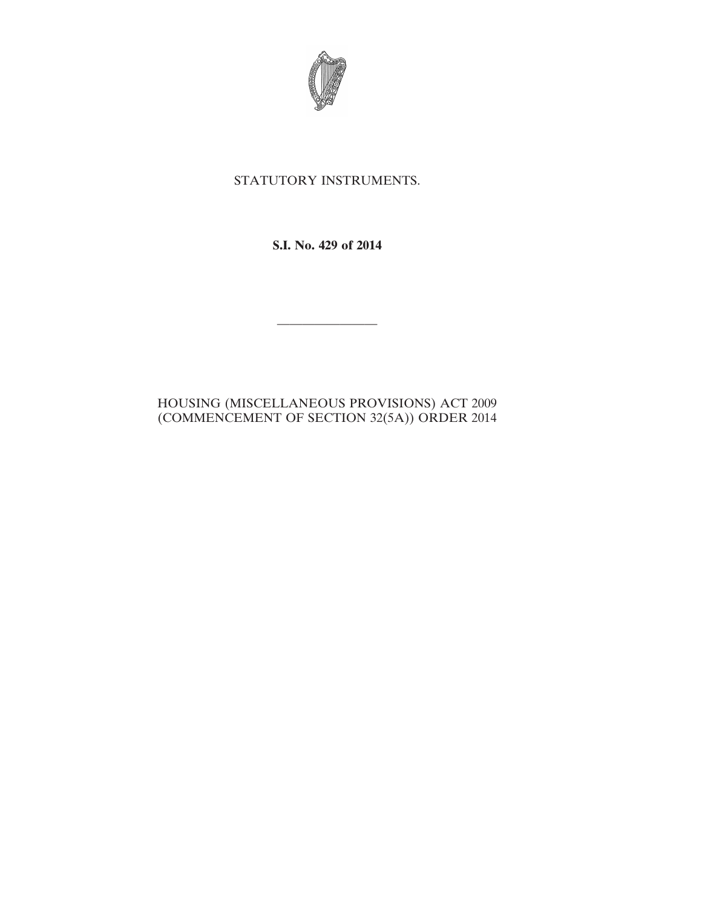STATUTORY INSTRUMENTS.

**S.I. No. 429 of 2014**

---

HOUSING (MISCELLANEOUS PROVISIONS) ACT 2009 (COMMENCEMENT OF SECTION 32(5A)) ORDER 2014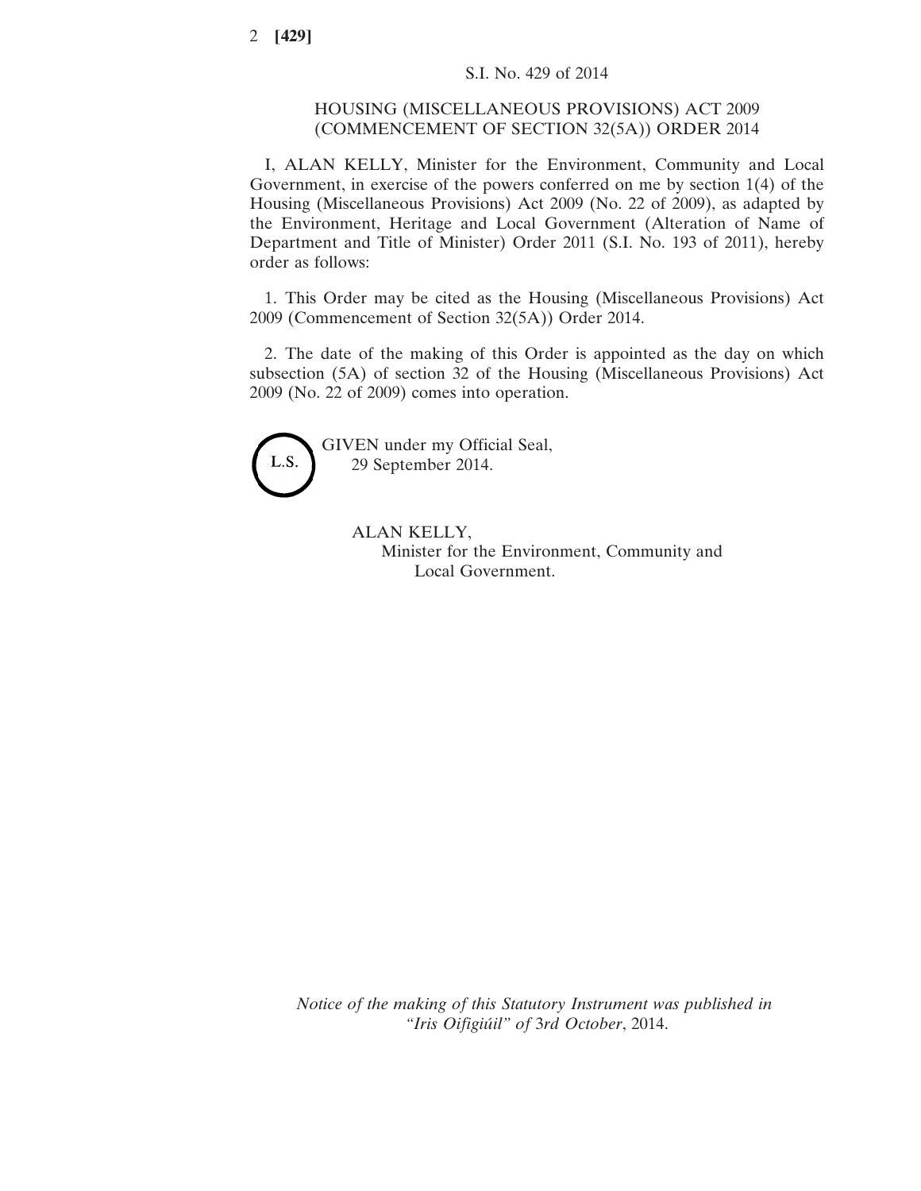S.I. No. 429 of 2014

# HOUSING (MISCELLANEOUS PROVISIONS) ACT 2009 (COMMENCEMENT OF SECTION 32(5A)) ORDER 2014

I, ALAN KELLY, Minister for the Environment, Community and Local Government, in exercise of the powers conferred on me by section 1(4) of the Housing (Miscellaneous Provisions) Act 2009 (No. 22 of 2009), as adapted by the Environment, Heritage and Local Government (Alteration of Name of Department and Title of Minister) Order 2011 (S.I. No. 193 of 2011), hereby order as follows:

1. This Order may be cited as the Housing (Miscellaneous Provisions) Act 2009 (Commencement of Section 32(5A)) Order 2014.

2. The date of the making of this Order is appointed as the day on which subsection (5A) of section 32 of the Housing (Miscellaneous Provisions) Act 2009 (No. 22 of 2009) comes into operation.

L.S.

GIVEN under my Official Seal,
29 September 2014.

ALAN KELLY,
Minister for the Environment, Community and Local Government.

*Notice of the making of this Statutory Instrument was published in "Iris Oifigiúil" of 3rd October*, 2014.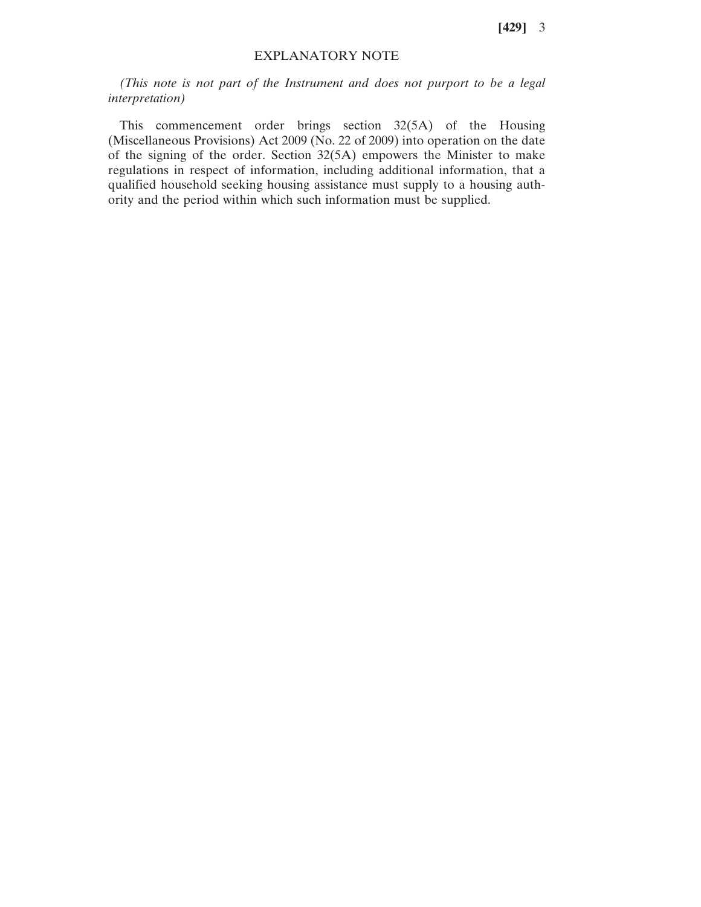## EXPLANATORY NOTE

*(This note is not part of the Instrument and does not purport to be a legal interpretation)*

This commencement order brings section 32(5A) of the Housing (Miscellaneous Provisions) Act 2009 (No. 22 of 2009) into operation on the date of the signing of the order. Section 32(5A) empowers the Minister to make regulations in respect of information, including additional information, that a qualified household seeking housing assistance must supply to a housing authority and the period within which such information must be supplied.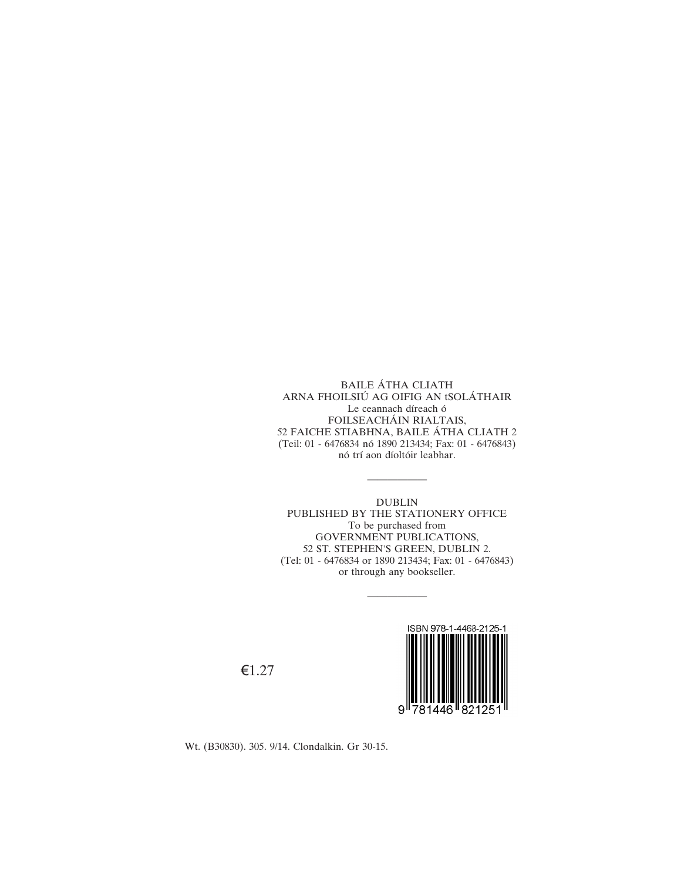BAILE ÁTHA CLIATH
ARNA FHOILSIÚ AG OIFIG AN tSOLÁTHAIR
Le ceannach díreach ó
FOILSEACHÁIN RIALTAIS,
52 FAICHE STIABHNA, BAILE ÁTHA CLIATH 2
(Teil: 01 - 6476834 nó 1890 213434; Fax: 01 - 6476843)
nó trí aon díoltóir leabhar.

---

DUBLIN
PUBLISHED BY THE STATIONERY OFFICE
To be purchased from
GOVERNMENT PUBLICATIONS,
52 ST. STEPHEN'S GREEN, DUBLIN 2.
(Tel: 01 - 6476834 or 1890 213434; Fax: 01 - 6476843)
or through any bookseller.

---

€1.27

ISBN 978-1-4468-2125-1

9 781446 821251

Wt. (B30830). 305. 9/14. Clondalkin. Gr 30-15.